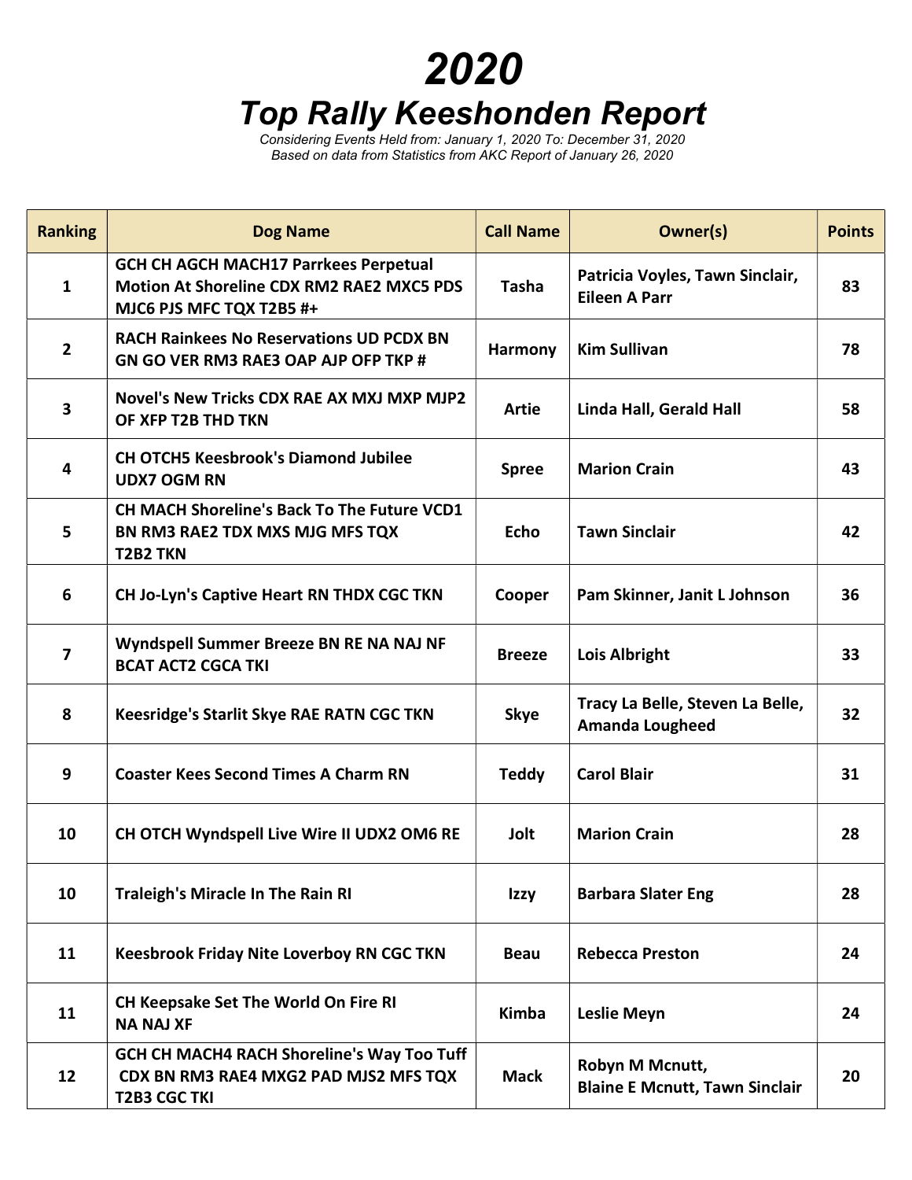# 2020

## Top Rally Keeshonden Report

*Considering Events Held from: January 1, 2020 To: December 31, 2020*
*Based on data from Statistics from AKC Report of January 26, 2020*

| Ranking | Dog Name | Call Name | Owner(s) | Points |
|---|---|---|---|---|
| 1 | GCH CH AGCH MACH17 Parrkees Perpetual Motion At Shoreline CDX RM2 RAE2 MXC5 PDS MJC6 PJS MFC TQX T2B5 #+ | Tasha | Patricia Voyles, Tawn Sinclair, Eileen A Parr | 83 |
| 2 | RACH Rainkees No Reservations UD PCDX BN GN GO VER RM3 RAE3 OAP AJP OFP TKP # | Harmony | Kim Sullivan | 78 |
| 3 | Novel's New Tricks CDX RAE AX MXJ MXP MJP2 OF XFP T2B THD TKN | Artie | Linda Hall, Gerald Hall | 58 |
| 4 | CH OTCH5 Keesbrook's Diamond Jubilee UDX7 OGM RN | Spree | Marion Crain | 43 |
| 5 | CH MACH Shoreline's Back To The Future VCD1 BN RM3 RAE2 TDX MXS MJG MFS TQX T2B2 TKN | Echo | Tawn Sinclair | 42 |
| 6 | CH Jo-Lyn's Captive Heart RN THDX CGC TKN | Cooper | Pam Skinner, Janit L Johnson | 36 |
| 7 | Wyndspell Summer Breeze BN RE NA NAJ NF BCAT ACT2 CGCA TKI | Breeze | Lois Albright | 33 |
| 8 | Keesridge's Starlit Skye RAE RATN CGC TKN | Skye | Tracy La Belle, Steven La Belle, Amanda Lougheed | 32 |
| 9 | Coaster Kees Second Times A Charm RN | Teddy | Carol Blair | 31 |
| 10 | CH OTCH Wyndspell Live Wire II UDX2 OM6 RE | Jolt | Marion Crain | 28 |
| 10 | Traleigh's Miracle In The Rain RI | Izzy | Barbara Slater Eng | 28 |
| 11 | Keesbrook Friday Nite Loverboy RN CGC TKN | Beau | Rebecca Preston | 24 |
| 11 | CH Keepsake Set The World On Fire RI NA NAJ XF | Kimba | Leslie Meyn | 24 |
| 12 | GCH CH MACH4 RACH Shoreline's Way Too Tuff CDX BN RM3 RAE4 MXG2 PAD MJS2 MFS TQX T2B3 CGC TKI | Mack | Robyn M Mcnutt, Blaine E Mcnutt, Tawn Sinclair | 20 |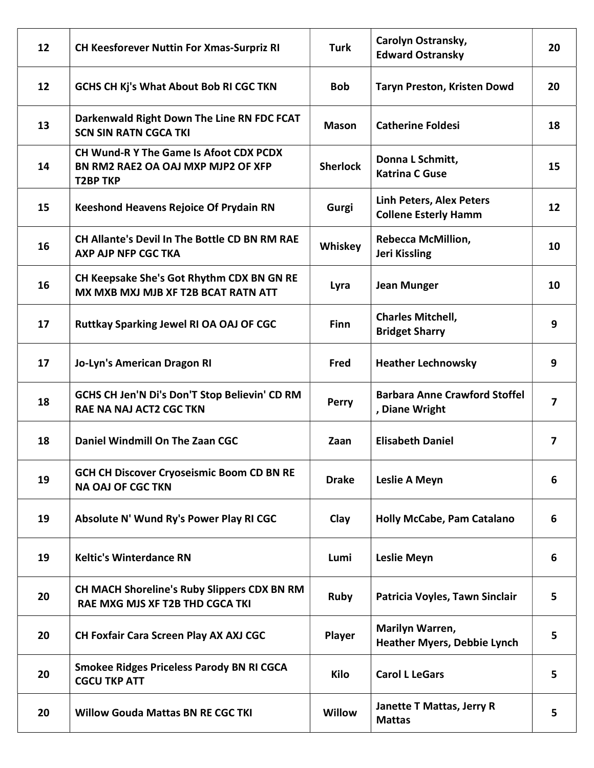| | | | | |
|---|---|---|---|---|
| 12 | CH Keesforever Nuttin For Xmas-Surpriz RI | Turk | Carolyn Ostransky, Edward Ostransky | 20 |
| 12 | GCHS CH Kj's What About Bob RI CGC TKN | Bob | Taryn Preston, Kristen Dowd | 20 |
| 13 | Darkenwald Right Down The Line RN FDC FCAT SCN SIN RATN CGCA TKI | Mason | Catherine Foldesi | 18 |
| 14 | CH Wund-R Y The Game Is Afoot CDX PCDX BN RM2 RAE2 OA OAJ MXP MJP2 OF XFP T2BP TKP | Sherlock | Donna L Schmitt, Katrina C Guse | 15 |
| 15 | Keeshond Heavens Rejoice Of Prydain RN | Gurgi | Linh Peters, Alex Peters Collene Esterly Hamm | 12 |
| 16 | CH Allante's Devil In The Bottle CD BN RM RAE AXP AJP NFP CGC TKA | Whiskey | Rebecca McMillion, Jeri Kissling | 10 |
| 16 | CH Keepsake She's Got Rhythm CDX BN GN RE MX MXB MXJ MJB XF T2B BCAT RATN ATT | Lyra | Jean Munger | 10 |
| 17 | Ruttkay Sparking Jewel RI OA OAJ OF CGC | Finn | Charles Mitchell, Bridget Sharry | 9 |
| 17 | Jo-Lyn's American Dragon RI | Fred | Heather Lechnowsky | 9 |
| 18 | GCHS CH Jen'N Di's Don'T Stop Believin' CD RM RAE NA NAJ ACT2 CGC TKN | Perry | Barbara Anne Crawford Stoffel , Diane Wright | 7 |
| 18 | Daniel Windmill On The Zaan CGC | Zaan | Elisabeth Daniel | 7 |
| 19 | GCH CH Discover Cryoseismic Boom CD BN RE NA OAJ OF CGC TKN | Drake | Leslie A Meyn | 6 |
| 19 | Absolute N' Wund Ry's Power Play RI CGC | Clay | Holly McCabe, Pam Catalano | 6 |
| 19 | Keltic's Winterdance RN | Lumi | Leslie Meyn | 6 |
| 20 | CH MACH Shoreline's Ruby Slippers CDX BN RM RAE MXG MJS XF T2B THD CGCA TKI | Ruby | Patricia Voyles, Tawn Sinclair | 5 |
| 20 | CH Foxfair Cara Screen Play AX AXJ CGC | Player | Marilyn Warren, Heather Myers, Debbie Lynch | 5 |
| 20 | Smokee Ridges Priceless Parody BN RI CGCA CGCU TKP ATT | Kilo | Carol L LeGars | 5 |
| 20 | Willow Gouda Mattas BN RE CGC TKI | Willow | Janette T Mattas, Jerry R Mattas | 5 |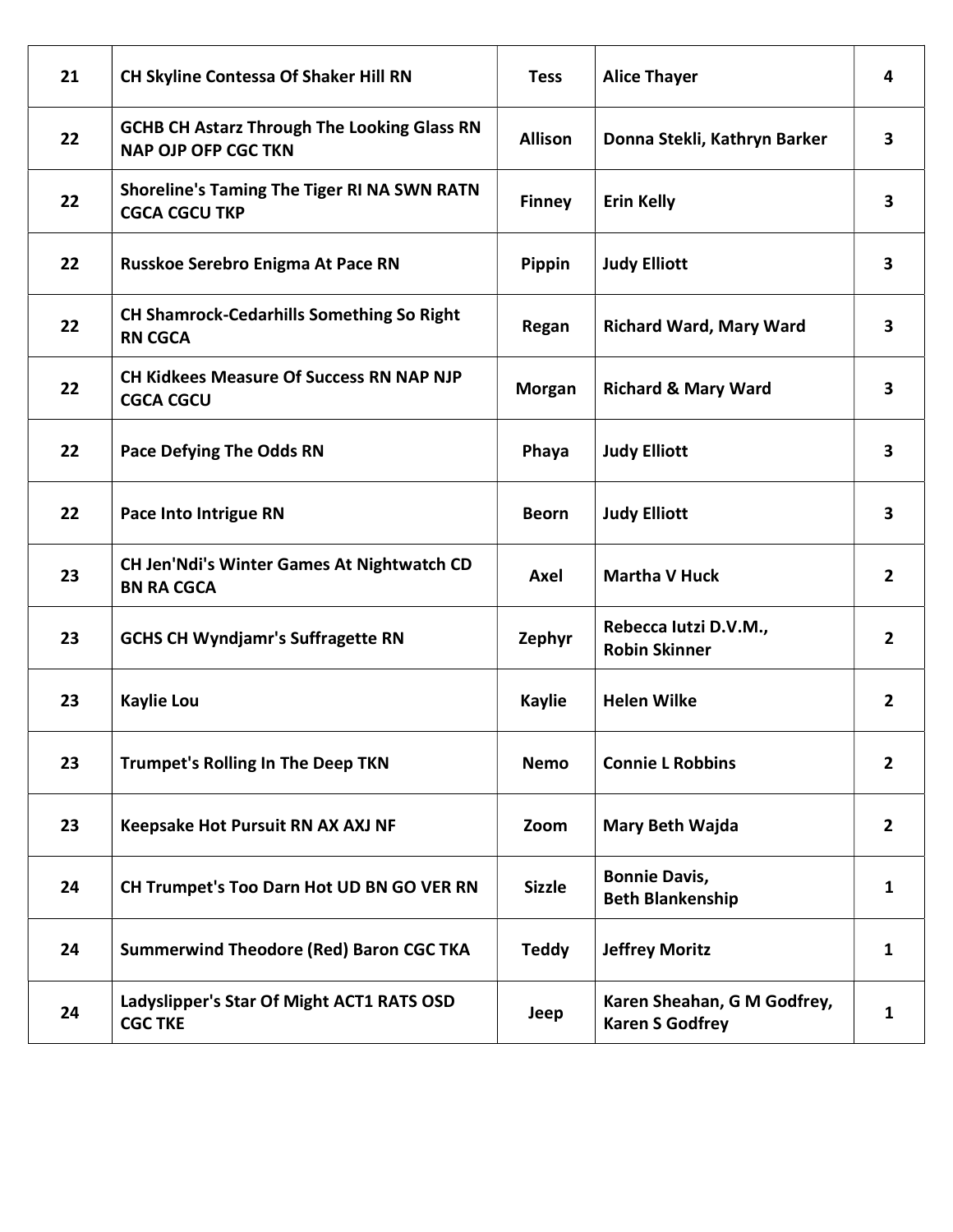| | | | | |
|---|---|---|---|---|
| **21** | **CH Skyline Contessa Of Shaker Hill RN** | **Tess** | **Alice Thayer** | **4** |
| **22** | **GCHB CH Astarz Through The Looking Glass RN NAP OJP OFP CGC TKN** | **Allison** | **Donna Stekli, Kathryn Barker** | **3** |
| **22** | **Shoreline's Taming The Tiger RI NA SWN RATN CGCA CGCU TKP** | **Finney** | **Erin Kelly** | **3** |
| **22** | **Russkoe Serebro Enigma At Pace RN** | **Pippin** | **Judy Elliott** | **3** |
| **22** | **CH Shamrock-Cedarhills Something So Right RN CGCA** | **Regan** | **Richard Ward, Mary Ward** | **3** |
| **22** | **CH Kidkees Measure Of Success RN NAP NJP CGCA CGCU** | **Morgan** | **Richard & Mary Ward** | **3** |
| **22** | **Pace Defying The Odds RN** | **Phaya** | **Judy Elliott** | **3** |
| **22** | **Pace Into Intrigue RN** | **Beorn** | **Judy Elliott** | **3** |
| **23** | **CH Jen'Ndi's Winter Games At Nightwatch CD BN RA CGCA** | **Axel** | **Martha V Huck** | **2** |
| **23** | **GCHS CH Wyndjamr's Suffragette RN** | **Zephyr** | **Rebecca Iutzi D.V.M., Robin Skinner** | **2** |
| **23** | **Kaylie Lou** | **Kaylie** | **Helen Wilke** | **2** |
| **23** | **Trumpet's Rolling In The Deep TKN** | **Nemo** | **Connie L Robbins** | **2** |
| **23** | **Keepsake Hot Pursuit RN AX AXJ NF** | **Zoom** | **Mary Beth Wajda** | **2** |
| **24** | **CH Trumpet's Too Darn Hot UD BN GO VER RN** | **Sizzle** | **Bonnie Davis, Beth Blankenship** | **1** |
| **24** | **Summerwind Theodore (Red) Baron CGC TKA** | **Teddy** | **Jeffrey Moritz** | **1** |
| **24** | **Ladyslipper's Star Of Might ACT1 RATS OSD CGC TKE** | **Jeep** | **Karen Sheahan, G M Godfrey, Karen S Godfrey** | **1** |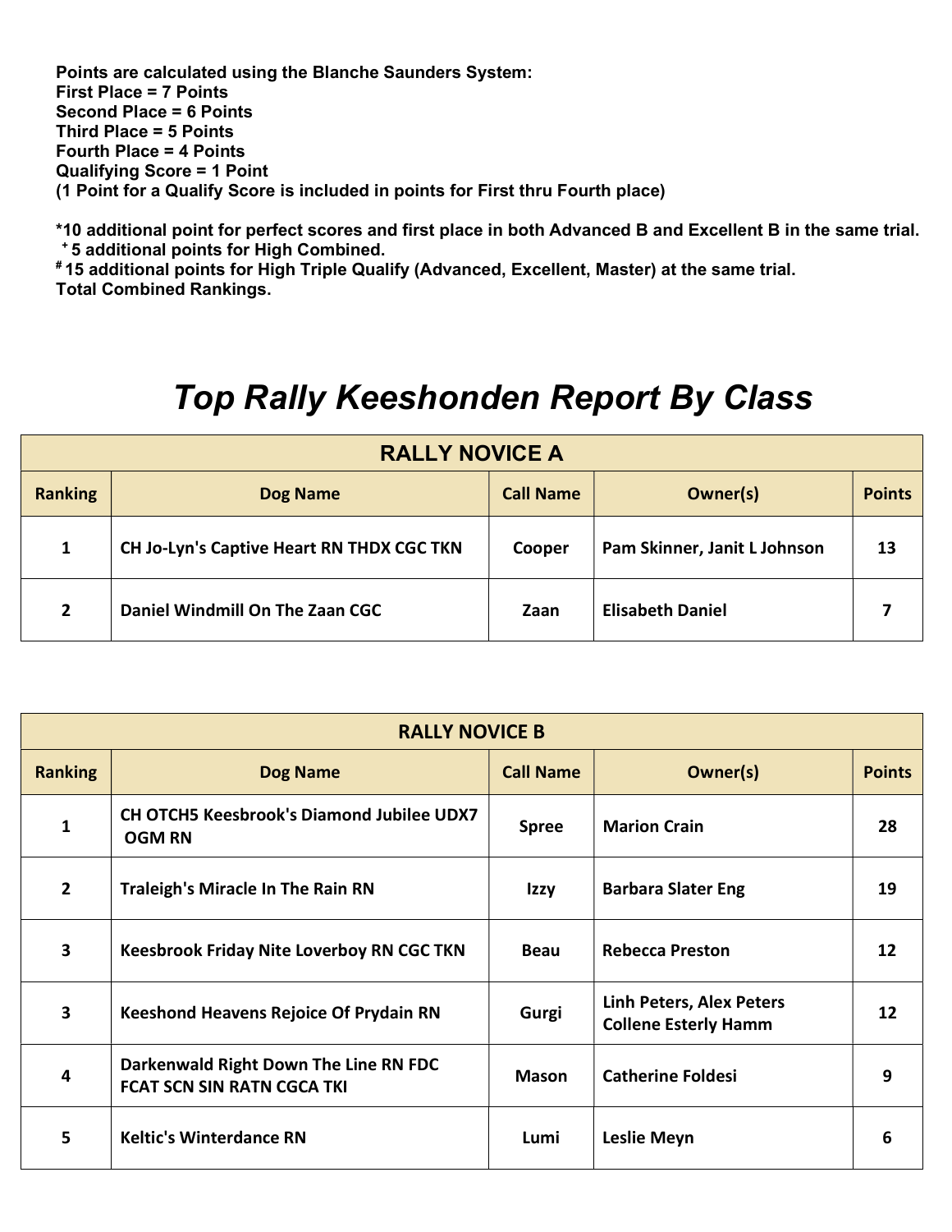**Points are calculated using the Blanche Saunders System:**
**First Place = 7 Points**
**Second Place = 6 Points**
**Third Place = 5 Points**
**Fourth Place = 4 Points**
**Qualifying Score = 1 Point**
**(1 Point for a Qualify Score is included in points for First thru Fourth place)**

**\*10 additional point for perfect scores and first place in both Advanced B and Excellent B in the same trial.**
**[+] 5 additional points for High Combined.**
**[#] 15 additional points for High Triple Qualify (Advanced, Excellent, Master) at the same trial.**
**Total Combined Rankings.**

# *Top Rally Keeshonden Report By Class*

| RALLY NOVICE A | | | | |
|---|---|---|---|---|
| **Ranking** | **Dog Name** | **Call Name** | **Owner(s)** | **Points** |
| 1 | CH Jo-Lyn's Captive Heart RN THDX CGC TKN | Cooper | Pam Skinner, Janit L Johnson | 13 |
| 2 | Daniel Windmill On The Zaan CGC | Zaan | Elisabeth Daniel | 7 |

| RALLY NOVICE B | | | | |
|---|---|---|---|---|
| **Ranking** | **Dog Name** | **Call Name** | **Owner(s)** | **Points** |
| 1 | CH OTCH5 Keesbrook's Diamond Jubilee UDX7 OGM RN | Spree | Marion Crain | 28 |
| 2 | Traleigh's Miracle In The Rain RN | Izzy | Barbara Slater Eng | 19 |
| 3 | Keesbrook Friday Nite Loverboy RN CGC TKN | Beau | Rebecca Preston | 12 |
| 3 | Keeshond Heavens Rejoice Of Prydain RN | Gurgi | Linh Peters, Alex Peters Collene Esterly Hamm | 12 |
| 4 | Darkenwald Right Down The Line RN FDC FCAT SCN SIN RATN CGCA TKI | Mason | Catherine Foldesi | 9 |
| 5 | Keltic's Winterdance RN | Lumi | Leslie Meyn | 6 |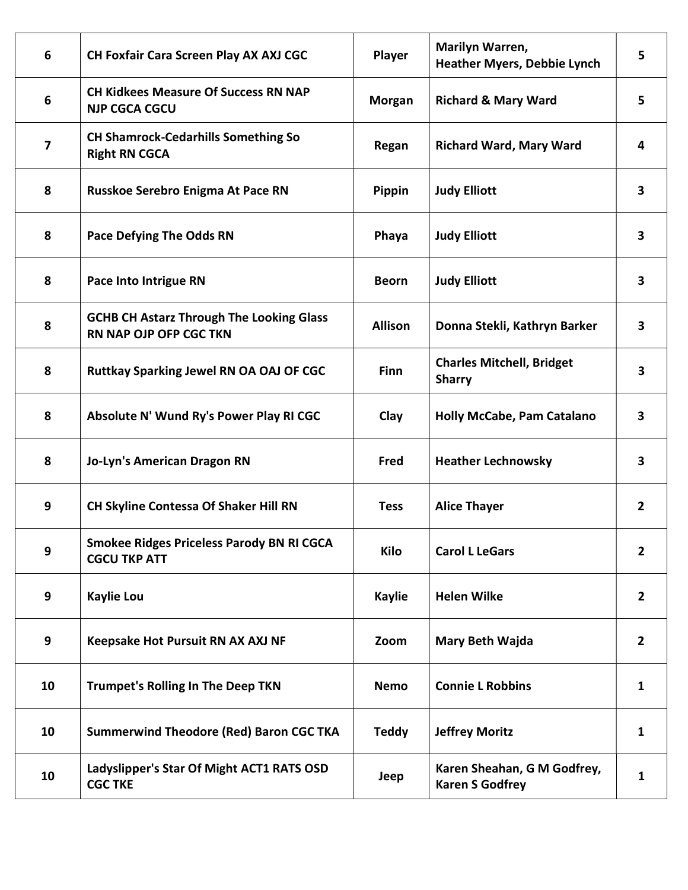| | | | | |
|---|---|---|---|---|
| 6 | CH Foxfair Cara Screen Play AX AXJ CGC | Player | Marilyn Warren, Heather Myers, Debbie Lynch | 5 |
| 6 | CH Kidkees Measure Of Success RN NAP NJP CGCA CGCU | Morgan | Richard & Mary Ward | 5 |
| 7 | CH Shamrock-Cedarhills Something So Right RN CGCA | Regan | Richard Ward, Mary Ward | 4 |
| 8 | Russkoe Serebro Enigma At Pace RN | Pippin | Judy Elliott | 3 |
| 8 | Pace Defying The Odds RN | Phaya | Judy Elliott | 3 |
| 8 | Pace Into Intrigue RN | Beorn | Judy Elliott | 3 |
| 8 | GCHB CH Astarz Through The Looking Glass RN NAP OJP OFP CGC TKN | Allison | Donna Stekli, Kathryn Barker | 3 |
| 8 | Ruttkay Sparking Jewel RN OA OAJ OF CGC | Finn | Charles Mitchell, Bridget Sharry | 3 |
| 8 | Absolute N' Wund Ry's Power Play RI CGC | Clay | Holly McCabe, Pam Catalano | 3 |
| 8 | Jo-Lyn's American Dragon RN | Fred | Heather Lechnowsky | 3 |
| 9 | CH Skyline Contessa Of Shaker Hill RN | Tess | Alice Thayer | 2 |
| 9 | Smokee Ridges Priceless Parody BN RI CGCA CGCU TKP ATT | Kilo | Carol L LeGars | 2 |
| 9 | Kaylie Lou | Kaylie | Helen Wilke | 2 |
| 9 | Keepsake Hot Pursuit RN AX AXJ NF | Zoom | Mary Beth Wajda | 2 |
| 10 | Trumpet's Rolling In The Deep TKN | Nemo | Connie L Robbins | 1 |
| 10 | Summerwind Theodore (Red) Baron CGC TKA | Teddy | Jeffrey Moritz | 1 |
| 10 | Ladyslipper's Star Of Might ACT1 RATS OSD CGC TKE | Jeep | Karen Sheahan, G M Godfrey, Karen S Godfrey | 1 |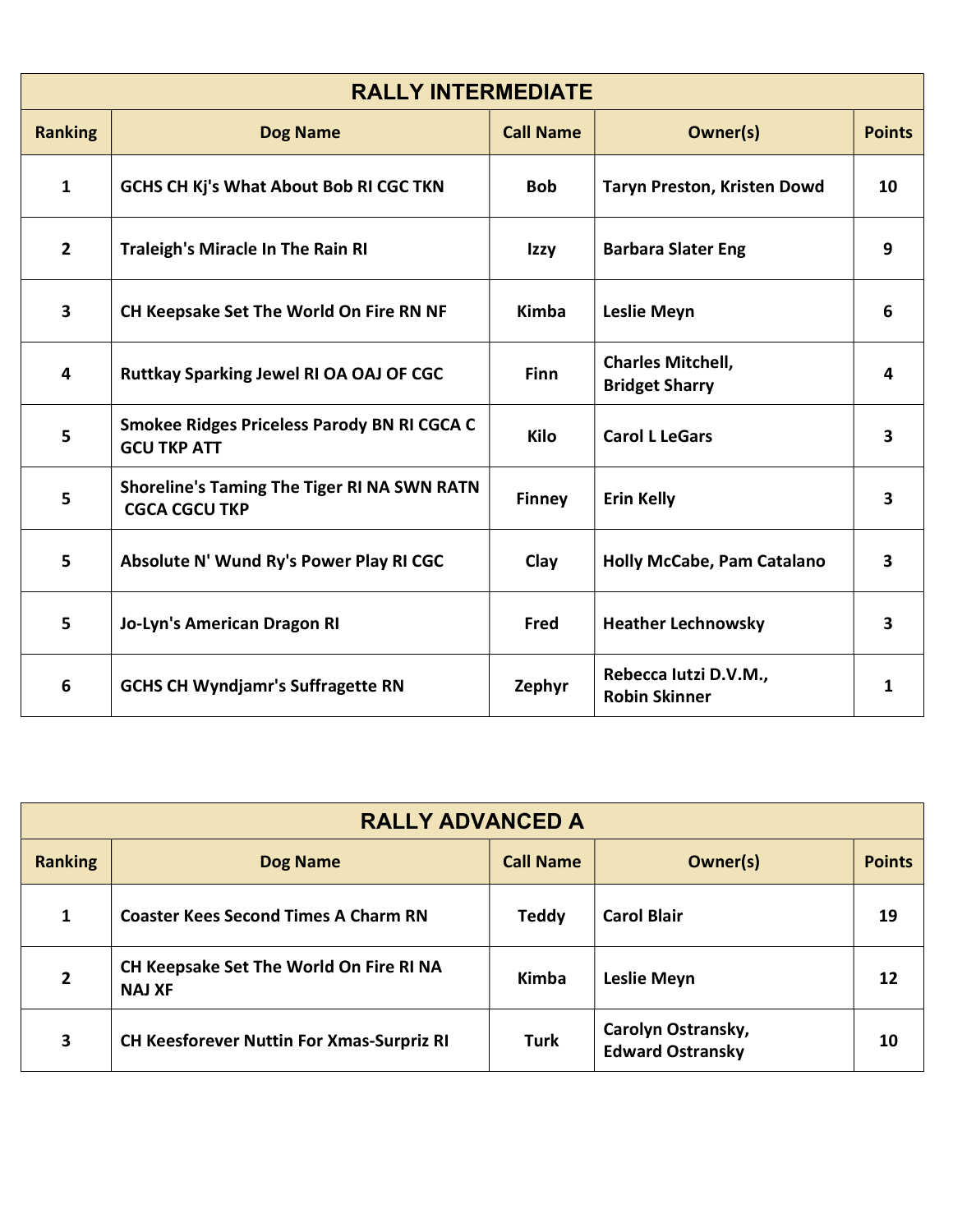## RALLY INTERMEDIATE

| Ranking | Dog Name | Call Name | Owner(s) | Points |
|---|---|---|---|---|
| 1 | GCHS CH Kj's What About Bob RI CGC TKN | Bob | Taryn Preston, Kristen Dowd | 10 |
| 2 | Traleigh's Miracle In The Rain RI | Izzy | Barbara Slater Eng | 9 |
| 3 | CH Keepsake Set The World On Fire RN NF | Kimba | Leslie Meyn | 6 |
| 4 | Ruttkay Sparking Jewel RI OA OAJ OF CGC | Finn | Charles Mitchell, Bridget Sharry | 4 |
| 5 | Smokee Ridges Priceless Parody BN RI CGCA C GCU TKP ATT | Kilo | Carol L LeGars | 3 |
| 5 | Shoreline's Taming The Tiger RI NA SWN RATN CGCA CGCU TKP | Finney | Erin Kelly | 3 |
| 5 | Absolute N' Wund Ry's Power Play RI CGC | Clay | Holly McCabe, Pam Catalano | 3 |
| 5 | Jo-Lyn's American Dragon RI | Fred | Heather Lechnowsky | 3 |
| 6 | GCHS CH Wyndjamr's Suffragette RN | Zephyr | Rebecca Iutzi D.V.M., Robin Skinner | 1 |

## RALLY ADVANCED A

| Ranking | Dog Name | Call Name | Owner(s) | Points |
|---|---|---|---|---|
| 1 | Coaster Kees Second Times A Charm RN | Teddy | Carol Blair | 19 |
| 2 | CH Keepsake Set The World On Fire RI NA NAJ XF | Kimba | Leslie Meyn | 12 |
| 3 | CH Keesforever Nuttin For Xmas-Surpriz RI | Turk | Carolyn Ostransky, Edward Ostransky | 10 |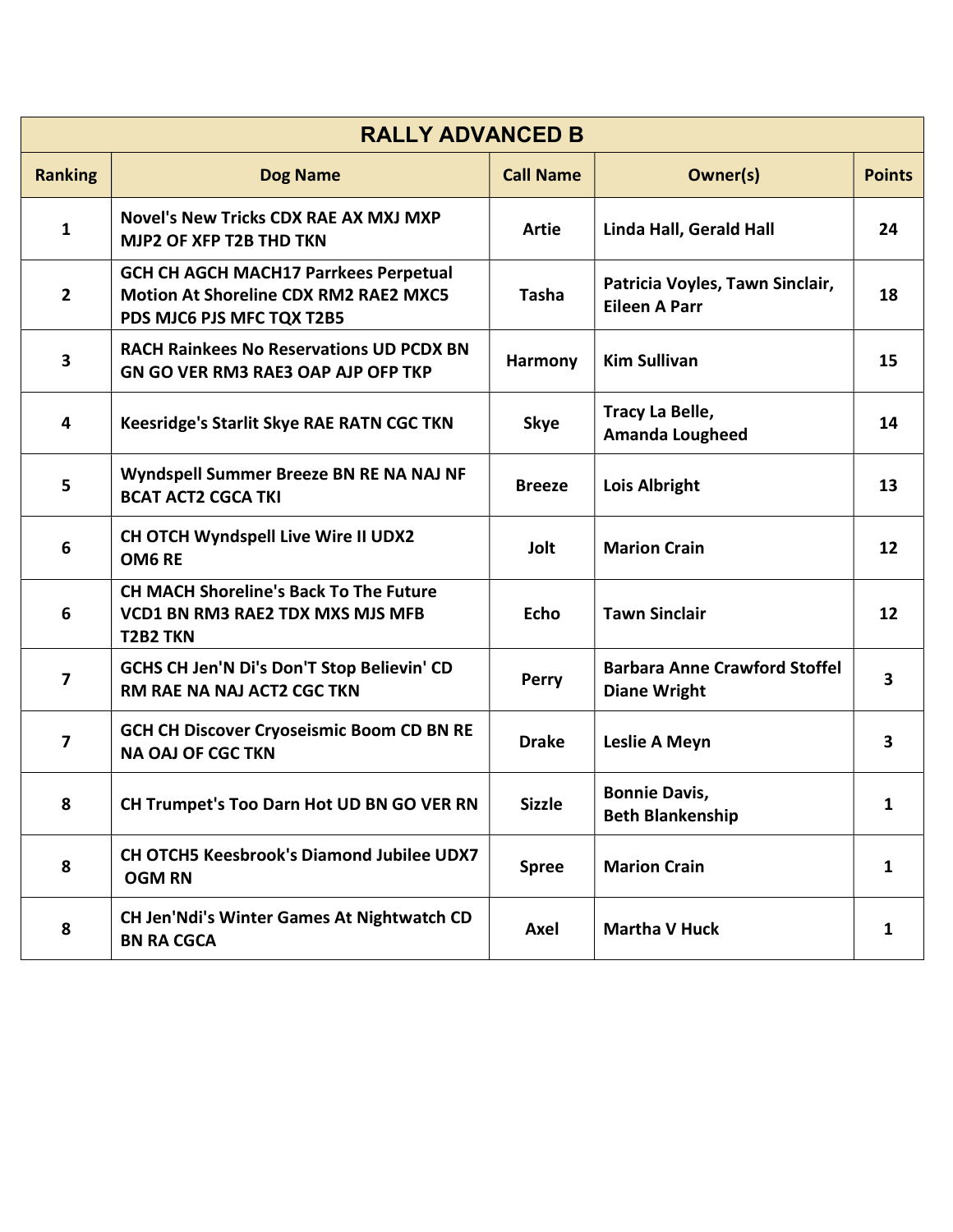## RALLY ADVANCED B

| Ranking | Dog Name | Call Name | Owner(s) | Points |
|---|---|---|---|---|
| 1 | Novel's New Tricks CDX RAE AX MXJ MXP MJP2 OF XFP T2B THD TKN | Artie | Linda Hall, Gerald Hall | 24 |
| 2 | GCH CH AGCH MACH17 Parrkees Perpetual Motion At Shoreline CDX RM2 RAE2 MXC5 PDS MJC6 PJS MFC TQX T2B5 | Tasha | Patricia Voyles, Tawn Sinclair, Eileen A Parr | 18 |
| 3 | RACH Rainkees No Reservations UD PCDX BN GN GO VER RM3 RAE3 OAP AJP OFP TKP | Harmony | Kim Sullivan | 15 |
| 4 | Keesridge's Starlit Skye RAE RATN CGC TKN | Skye | Tracy La Belle, Amanda Lougheed | 14 |
| 5 | Wyndspell Summer Breeze BN RE NA NAJ NF BCAT ACT2 CGCA TKI | Breeze | Lois Albright | 13 |
| 6 | CH OTCH Wyndspell Live Wire II UDX2 OM6 RE | Jolt | Marion Crain | 12 |
| 6 | CH MACH Shoreline's Back To The Future VCD1 BN RM3 RAE2 TDX MXS MJS MFB T2B2 TKN | Echo | Tawn Sinclair | 12 |
| 7 | GCHS CH Jen'N Di's Don'T Stop Believin' CD RM RAE NA NAJ ACT2 CGC TKN | Perry | Barbara Anne Crawford Stoffel Diane Wright | 3 |
| 7 | GCH CH Discover Cryoseismic Boom CD BN RE NA OAJ OF CGC TKN | Drake | Leslie A Meyn | 3 |
| 8 | CH Trumpet's Too Darn Hot UD BN GO VER RN | Sizzle | Bonnie Davis, Beth Blankenship | 1 |
| 8 | CH OTCH5 Keesbrook's Diamond Jubilee UDX7 OGM RN | Spree | Marion Crain | 1 |
| 8 | CH Jen'Ndi's Winter Games At Nightwatch CD BN RA CGCA | Axel | Martha V Huck | 1 |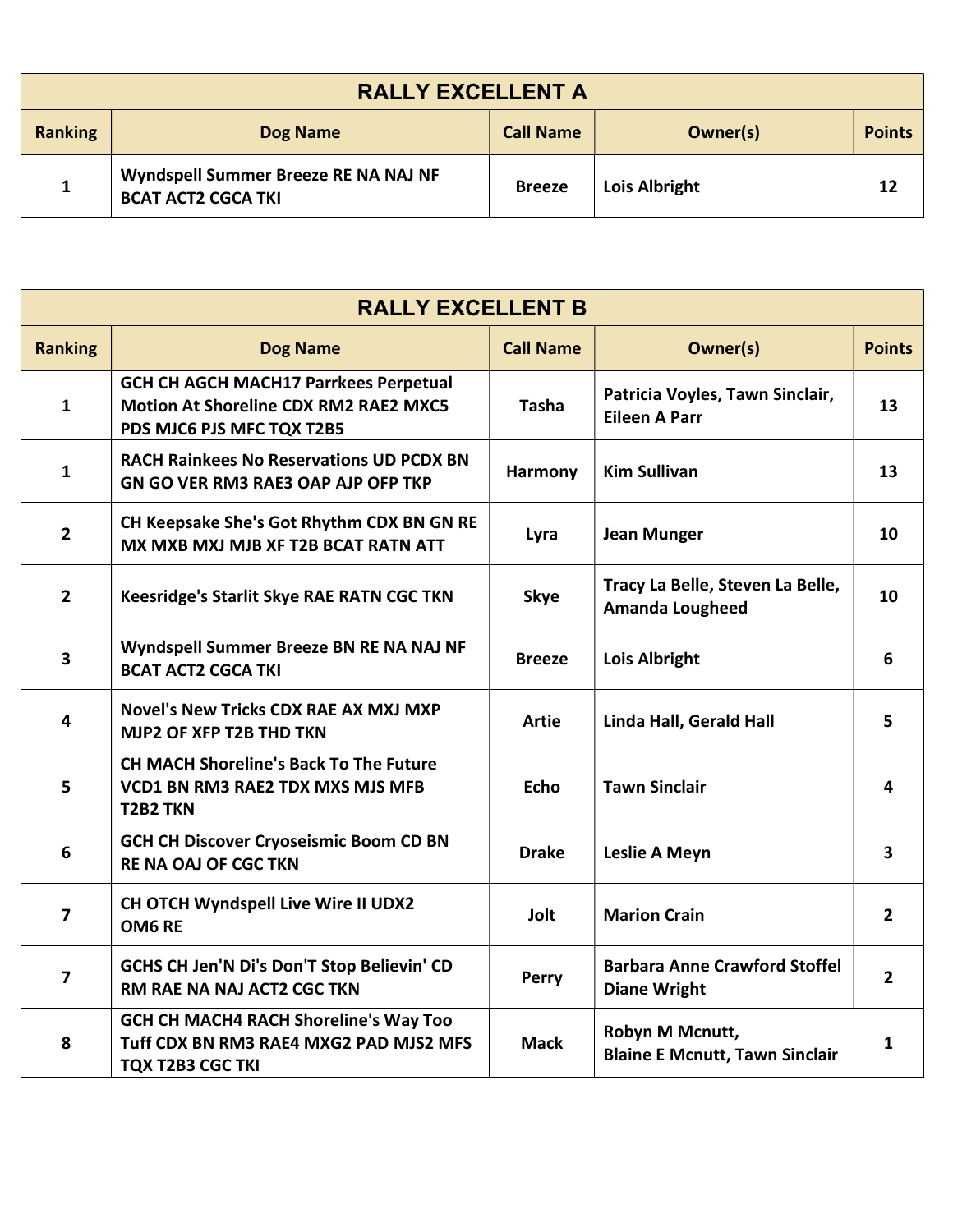## RALLY EXCELLENT A

| Ranking | Dog Name | Call Name | Owner(s) | Points |
|---|---|---|---|---|
| 1 | Wyndspell Summer Breeze RE NA NAJ NF BCAT ACT2 CGCA TKI | Breeze | Lois Albright | 12 |

## RALLY EXCELLENT B

| Ranking | Dog Name | Call Name | Owner(s) | Points |
|---|---|---|---|---|
| 1 | GCH CH AGCH MACH17 Parrkees Perpetual Motion At Shoreline CDX RM2 RAE2 MXC5 PDS MJC6 PJS MFC TQX T2B5 | Tasha | Patricia Voyles, Tawn Sinclair, Eileen A Parr | 13 |
| 1 | RACH Rainkees No Reservations UD PCDX BN GN GO VER RM3 RAE3 OAP AJP OFP TKP | Harmony | Kim Sullivan | 13 |
| 2 | CH Keepsake She's Got Rhythm CDX BN GN RE MX MXB MXJ MJB XF T2B BCAT RATN ATT | Lyra | Jean Munger | 10 |
| 2 | Keesridge's Starlit Skye RAE RATN CGC TKN | Skye | Tracy La Belle, Steven La Belle, Amanda Lougheed | 10 |
| 3 | Wyndspell Summer Breeze BN RE NA NAJ NF BCAT ACT2 CGCA TKI | Breeze | Lois Albright | 6 |
| 4 | Novel's New Tricks CDX RAE AX MXJ MXP MJP2 OF XFP T2B THD TKN | Artie | Linda Hall, Gerald Hall | 5 |
| 5 | CH MACH Shoreline's Back To The Future VCD1 BN RM3 RAE2 TDX MXS MJS MFB T2B2 TKN | Echo | Tawn Sinclair | 4 |
| 6 | GCH CH Discover Cryoseismic Boom CD BN RE NA OAJ OF CGC TKN | Drake | Leslie A Meyn | 3 |
| 7 | CH OTCH Wyndspell Live Wire II UDX2 OM6 RE | Jolt | Marion Crain | 2 |
| 7 | GCHS CH Jen'N Di's Don'T Stop Believin' CD RM RAE NA NAJ ACT2 CGC TKN | Perry | Barbara Anne Crawford Stoffel Diane Wright | 2 |
| 8 | GCH CH MACH4 RACH Shoreline's Way Too Tuff CDX BN RM3 RAE4 MXG2 PAD MJS2 MFS TQX T2B3 CGC TKI | Mack | Robyn M Mcnutt, Blaine E Mcnutt, Tawn Sinclair | 1 |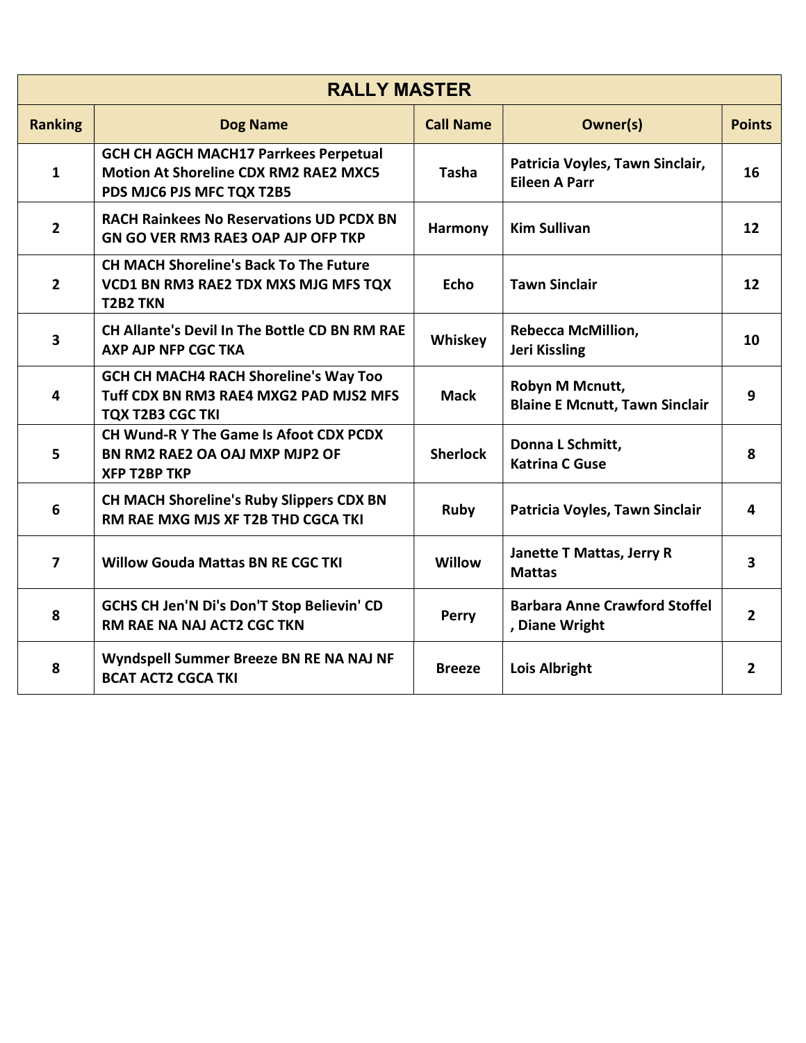## RALLY MASTER

| Ranking | Dog Name | Call Name | Owner(s) | Points |
|---|---|---|---|---|
| 1 | GCH CH AGCH MACH17 Parrkees Perpetual Motion At Shoreline CDX RM2 RAE2 MXC5 PDS MJC6 PJS MFC TQX T2B5 | Tasha | Patricia Voyles, Tawn Sinclair, Eileen A Parr | 16 |
| 2 | RACH Rainkees No Reservations UD PCDX BN GN GO VER RM3 RAE3 OAP AJP OFP TKP | Harmony | Kim Sullivan | 12 |
| 2 | CH MACH Shoreline's Back To The Future VCD1 BN RM3 RAE2 TDX MXS MJG MFS TQX T2B2 TKN | Echo | Tawn Sinclair | 12 |
| 3 | CH Allante's Devil In The Bottle CD BN RM RAE AXP AJP NFP CGC TKA | Whiskey | Rebecca McMillion, Jeri Kissling | 10 |
| 4 | GCH CH MACH4 RACH Shoreline's Way Too Tuff CDX BN RM3 RAE4 MXG2 PAD MJS2 MFS TQX T2B3 CGC TKI | Mack | Robyn M Mcnutt, Blaine E Mcnutt, Tawn Sinclair | 9 |
| 5 | CH Wund-R Y The Game Is Afoot CDX PCDX BN RM2 RAE2 OA OAJ MXP MJP2 OF XFP T2BP TKP | Sherlock | Donna L Schmitt, Katrina C Guse | 8 |
| 6 | CH MACH Shoreline's Ruby Slippers CDX BN RM RAE MXG MJS XF T2B THD CGCA TKI | Ruby | Patricia Voyles, Tawn Sinclair | 4 |
| 7 | Willow Gouda Mattas BN RE CGC TKI | Willow | Janette T Mattas, Jerry R Mattas | 3 |
| 8 | GCHS CH Jen'N Di's Don'T Stop Believin' CD RM RAE NA NAJ ACT2 CGC TKN | Perry | Barbara Anne Crawford Stoffel , Diane Wright | 2 |
| 8 | Wyndspell Summer Breeze BN RE NA NAJ NF BCAT ACT2 CGCA TKI | Breeze | Lois Albright | 2 |